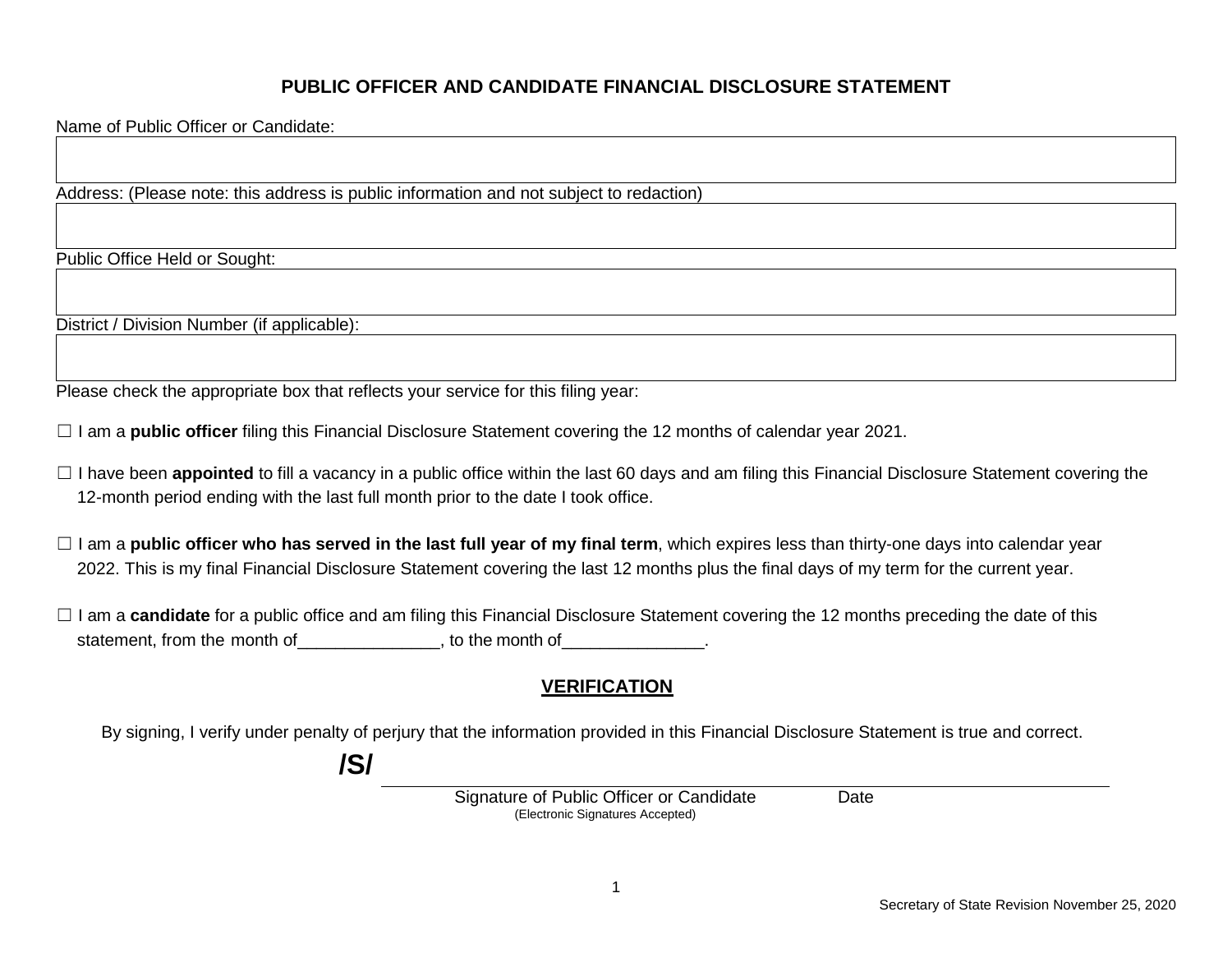# PUBLIC OFFICER AND CANDIDATE FINANCIAL DISCLOSURE STATEMENT

Name of Public Officer or Candidate:

Address: (Please note: this address is public information and not subject to redaction)

Public Office Held or Sought:

District / Division Number (if applicable):

Please check the appropriate box that reflects your service for this filing year:

☐ I am a **public officer** filing this Financial Disclosure Statement covering the 12 months of calendar year 2021.

☐ I have been **appointed** to fill a vacancy in a public office within the last 60 days and am filing this Financial Disclosure Statement covering the 12-month period ending with the last full month prior to the date I took office.

☐ I am a **public officer who has served in the last full year of my final term**, which expires less than thirty-one days into calendar year 2022. This is my final Financial Disclosure Statement covering the last 12 months plus the final days of my term for the current year.

☐ I am a **candidate** for a public office and am filing this Financial Disclosure Statement covering the 12 months preceding the date of this statement, from the month of_______________, to the month of_______________.

## VERIFICATION

By signing, I verify under penalty of perjury that the information provided in this Financial Disclosure Statement is true and correct.

***/S/*** ______________________________________________

Signature of Public Officer or Candidate Date
(Electronic Signatures Accepted)

Secretary of State Revision November 25, 2020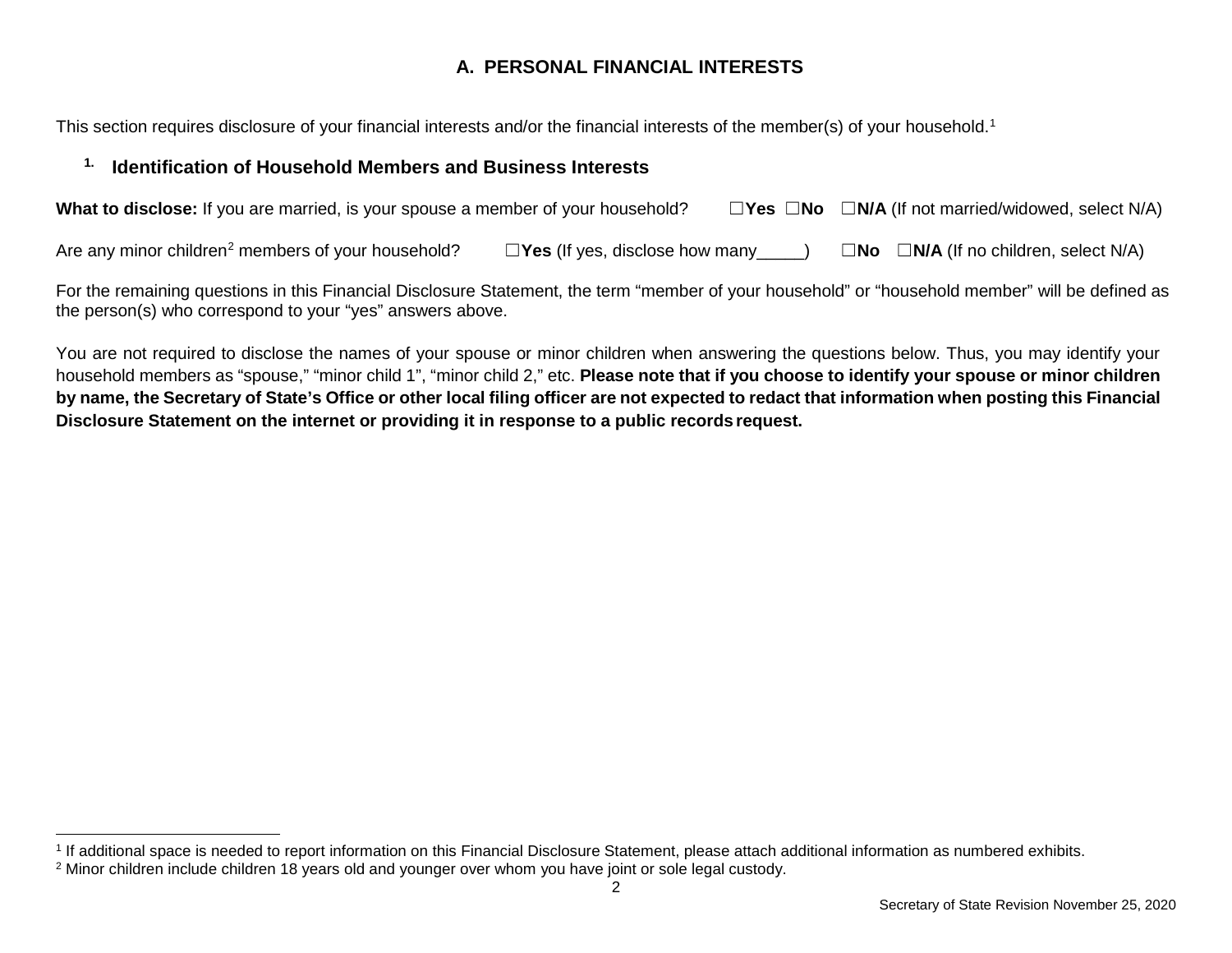## A. PERSONAL FINANCIAL INTERESTS

This section requires disclosure of your financial interests and/or the financial interests of the member(s) of your household.[1]

### 1. Identification of Household Members and Business Interests

**What to disclose:** If you are married, is your spouse a member of your household? ☐**Yes** ☐**No** ☐**N/A** (If not married/widowed, select N/A)

Are any minor children[2] members of your household? ☐**Yes** (If yes, disclose how many_____) ☐**No** ☐**N/A** (If no children, select N/A)

For the remaining questions in this Financial Disclosure Statement, the term "member of your household" or "household member" will be defined as the person(s) who correspond to your "yes" answers above.

You are not required to disclose the names of your spouse or minor children when answering the questions below. Thus, you may identify your household members as "spouse," "minor child 1", "minor child 2," etc. **Please note that if you choose to identify your spouse or minor children by name, the Secretary of State's Office or other local filing officer are not expected to redact that information when posting this Financial Disclosure Statement on the internet or providing it in response to a public records request.**

---

[1] If additional space is needed to report information on this Financial Disclosure Statement, please attach additional information as numbered exhibits.

[2] Minor children include children 18 years old and younger over whom you have joint or sole legal custody.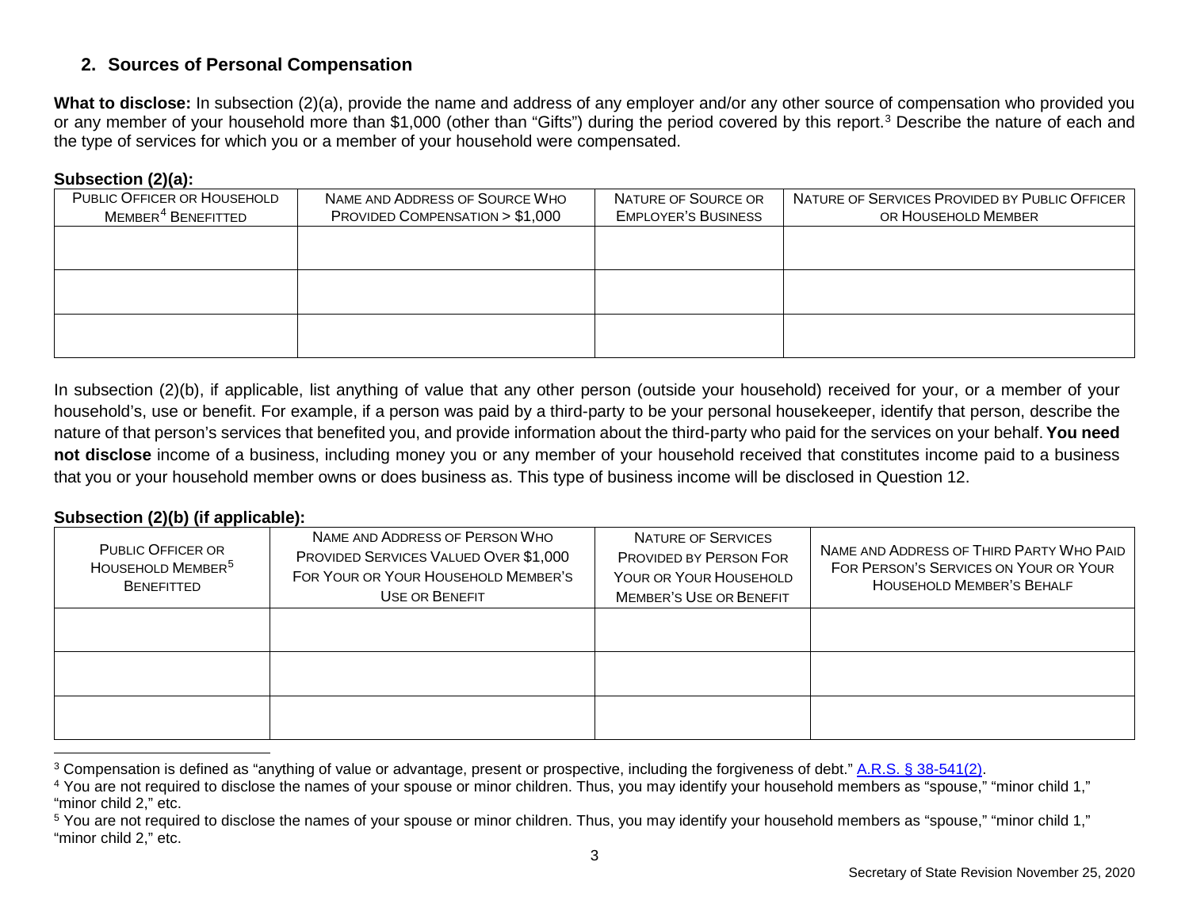## 2. Sources of Personal Compensation

**What to disclose:** In subsection (2)(a), provide the name and address of any employer and/or any other source of compensation who provided you or any member of your household more than $1,000 (other than "Gifts") during the period covered by this report.[3] Describe the nature of each and the type of services for which you or a member of your household were compensated.

**Subsection (2)(a):**

| PUBLIC OFFICER OR HOUSEHOLD MEMBER[4] BENEFITTED | NAME AND ADDRESS OF SOURCE WHO PROVIDED COMPENSATION > $1,000 | NATURE OF SOURCE OR EMPLOYER'S BUSINESS | NATURE OF SERVICES PROVIDED BY PUBLIC OFFICER OR HOUSEHOLD MEMBER |
|---|---|---|---|
| | | | |
| | | | |
| | | | |

In subsection (2)(b), if applicable, list anything of value that any other person (outside your household) received for your, or a member of your household's, use or benefit. For example, if a person was paid by a third-party to be your personal housekeeper, identify that person, describe the nature of that person's services that benefited you, and provide information about the third-party who paid for the services on your behalf. **You need not disclose** income of a business, including money you or any member of your household received that constitutes income paid to a business that you or your household member owns or does business as. This type of business income will be disclosed in Question 12.

**Subsection (2)(b) (if applicable):**

| PUBLIC OFFICER OR HOUSEHOLD MEMBER[5] BENEFITTED | NAME AND ADDRESS OF PERSON WHO PROVIDED SERVICES VALUED OVER $1,000 FOR YOUR OR YOUR HOUSEHOLD MEMBER'S USE OR BENEFIT | NATURE OF SERVICES PROVIDED BY PERSON FOR YOUR OR YOUR HOUSEHOLD MEMBER'S USE OR BENEFIT | NAME AND ADDRESS OF THIRD PARTY WHO PAID FOR PERSON'S SERVICES ON YOUR OR YOUR HOUSEHOLD MEMBER'S BEHALF |
|---|---|---|---|
| | | | |
| | | | |
| | | | |

[3] Compensation is defined as "anything of value or advantage, present or prospective, including the forgiveness of debt." A.R.S. § 38-541(2).

[4] You are not required to disclose the names of your spouse or minor children. Thus, you may identify your household members as "spouse," "minor child 1," "minor child 2," etc.

[5] You are not required to disclose the names of your spouse or minor children. Thus, you may identify your household members as "spouse," "minor child 1," "minor child 2," etc.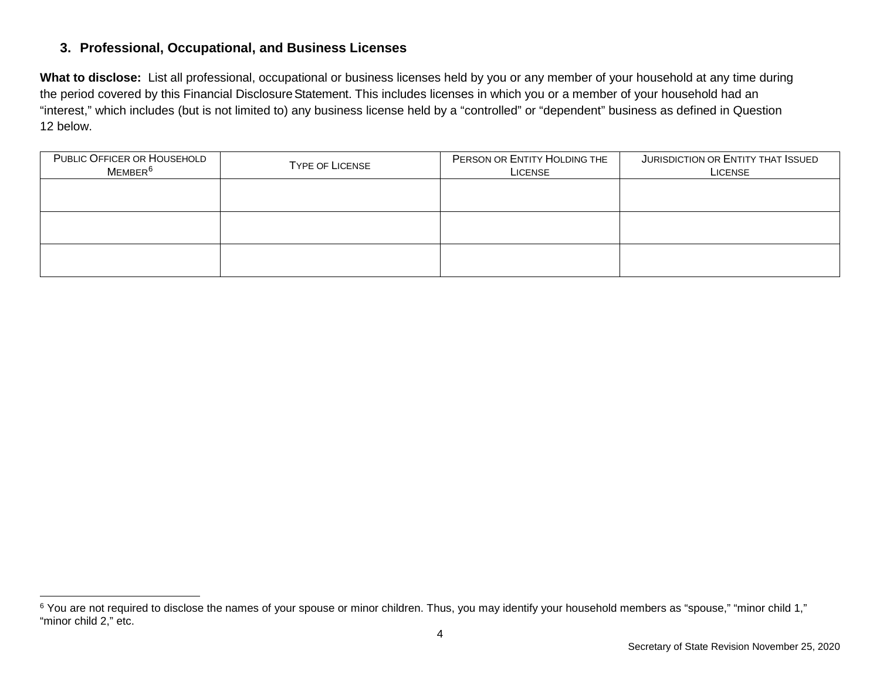### 3. Professional, Occupational, and Business Licenses

**What to disclose:** List all professional, occupational or business licenses held by you or any member of your household at any time during the period covered by this Financial Disclosure Statement. This includes licenses in which you or a member of your household had an "interest," which includes (but is not limited to) any business license held by a "controlled" or "dependent" business as defined in Question 12 below.

| PUBLIC OFFICER OR HOUSEHOLD MEMBER[6] | TYPE OF LICENSE | PERSON OR ENTITY HOLDING THE LICENSE | JURISDICTION OR ENTITY THAT ISSUED LICENSE |
|---|---|---|---|
| | | | |
| | | | |
| | | | |

[6] You are not required to disclose the names of your spouse or minor children. Thus, you may identify your household members as "spouse," "minor child 1," "minor child 2," etc.

Secretary of State Revision November 25, 2020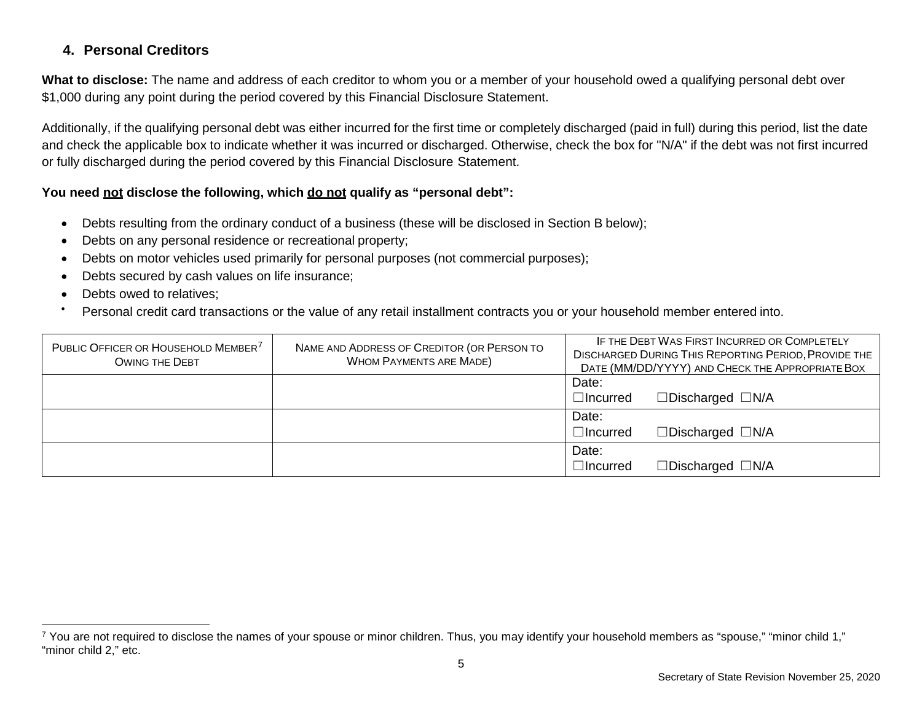### 4. Personal Creditors

**What to disclose:** The name and address of each creditor to whom you or a member of your household owed a qualifying personal debt over $1,000 during any point during the period covered by this Financial Disclosure Statement.

Additionally, if the qualifying personal debt was either incurred for the first time or completely discharged (paid in full) during this period, list the date and check the applicable box to indicate whether it was incurred or discharged. Otherwise, check the box for "N/A" if the debt was not first incurred or fully discharged during the period covered by this Financial Disclosure Statement.

**You need <u>not</u> disclose the following, which <u>do not</u> qualify as "personal debt":**

- Debts resulting from the ordinary conduct of a business (these will be disclosed in Section B below);
- Debts on any personal residence or recreational property;
- Debts on motor vehicles used primarily for personal purposes (not commercial purposes);
- Debts secured by cash values on life insurance;
- Debts owed to relatives;
- Personal credit card transactions or the value of any retail installment contracts you or your household member entered into.

| Public Officer or Household Member[7] Owing the Debt | Name and Address of Creditor (or Person to Whom Payments are Made) | If the Debt Was First Incurred or Completely Discharged During This Reporting Period, Provide the Date (MM/DD/YYYY) and Check the Appropriate Box |
|---|---|---|
| | | Date:<br>☐Incurred ☐Discharged ☐N/A |
| | | Date:<br>☐Incurred ☐Discharged ☐N/A |
| | | Date:<br>☐Incurred ☐Discharged ☐N/A |

[7] You are not required to disclose the names of your spouse or minor children. Thus, you may identify your household members as "spouse," "minor child 1," "minor child 2," etc.

Secretary of State Revision November 25, 2020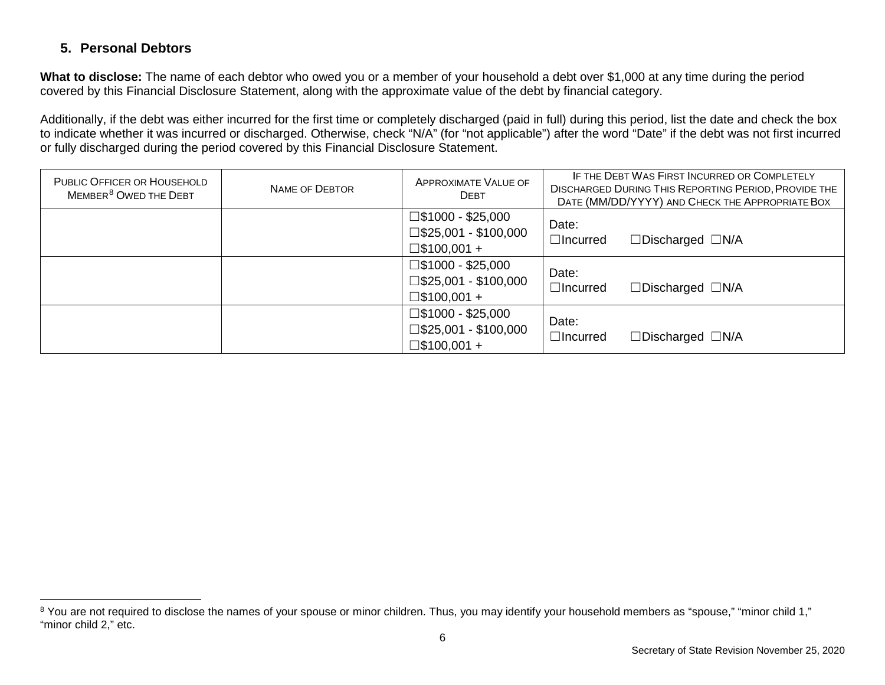## 5. Personal Debtors

**What to disclose:** The name of each debtor who owed you or a member of your household a debt over $1,000 at any time during the period covered by this Financial Disclosure Statement, along with the approximate value of the debt by financial category.

Additionally, if the debt was either incurred for the first time or completely discharged (paid in full) during this period, list the date and check the box to indicate whether it was incurred or discharged. Otherwise, check "N/A" (for "not applicable") after the word "Date" if the debt was not first incurred or fully discharged during the period covered by this Financial Disclosure Statement.

| Public Officer or Household Member[8] Owed the Debt | Name of Debtor | Approximate Value of Debt | If the Debt Was First Incurred or Completely Discharged During This Reporting Period, Provide the Date (MM/DD/YYYY) and Check the Appropriate Box |
|---|---|---|---|
| | | ☐$1000 - $25,000<br>☐$25,001 - $100,000<br>☐$100,001 + | Date:<br>☐Incurred ☐Discharged ☐N/A |
| | | ☐$1000 - $25,000<br>☐$25,001 - $100,000<br>☐$100,001 + | Date:<br>☐Incurred ☐Discharged ☐N/A |
| | | ☐$1000 - $25,000<br>☐$25,001 - $100,000<br>☐$100,001 + | Date:<br>☐Incurred ☐Discharged ☐N/A |

[8] You are not required to disclose the names of your spouse or minor children. Thus, you may identify your household members as "spouse," "minor child 1," "minor child 2," etc.

Secretary of State Revision November 25, 2020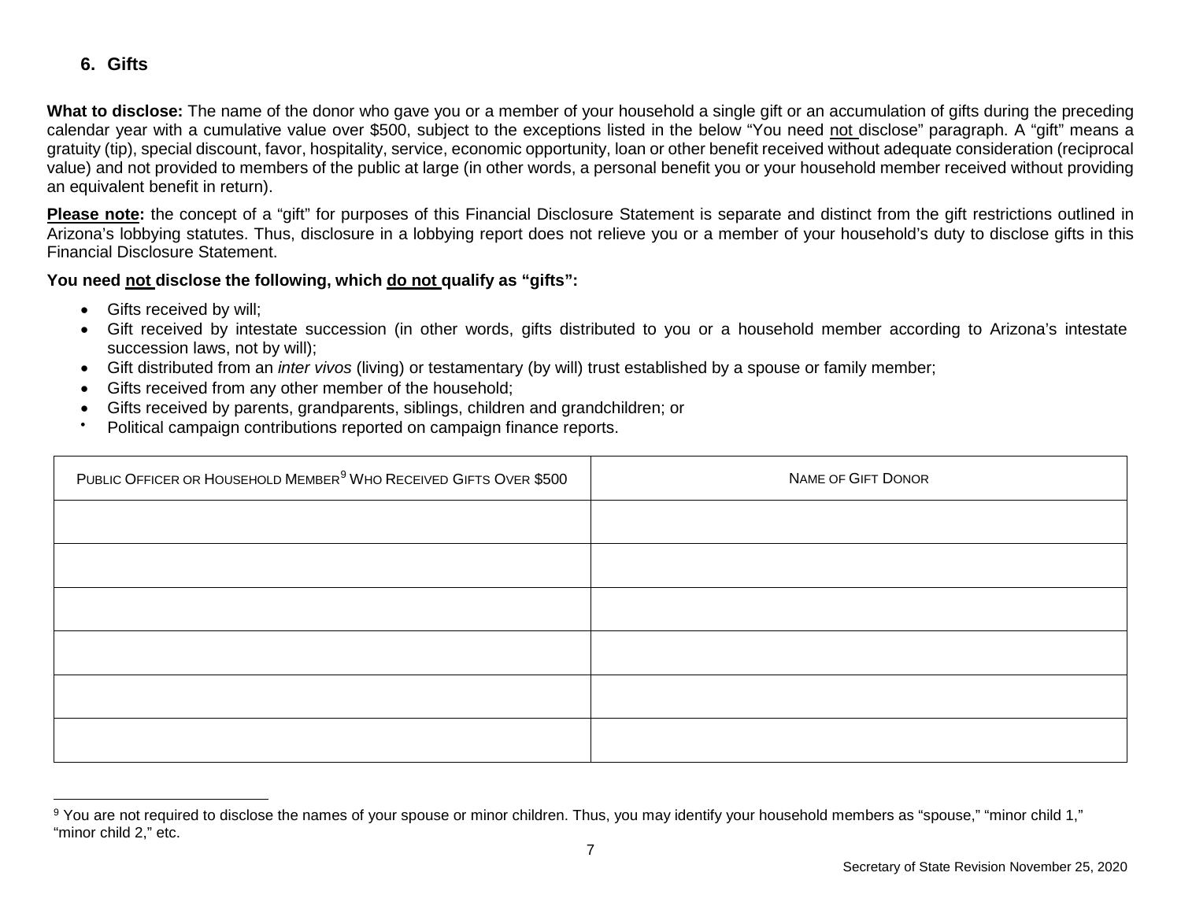## 6. Gifts

**What to disclose:** The name of the donor who gave you or a member of your household a single gift or an accumulation of gifts during the preceding calendar year with a cumulative value over $500, subject to the exceptions listed in the below "You need not disclose" paragraph. A "gift" means a gratuity (tip), special discount, favor, hospitality, service, economic opportunity, loan or other benefit received without adequate consideration (reciprocal value) and not provided to members of the public at large (in other words, a personal benefit you or your household member received without providing an equivalent benefit in return).

**Please note:** the concept of a "gift" for purposes of this Financial Disclosure Statement is separate and distinct from the gift restrictions outlined in Arizona's lobbying statutes. Thus, disclosure in a lobbying report does not relieve you or a member of your household's duty to disclose gifts in this Financial Disclosure Statement.

**You need not disclose the following, which do not qualify as "gifts":**

- Gifts received by will;
- Gift received by intestate succession (in other words, gifts distributed to you or a household member according to Arizona's intestate succession laws, not by will);
- Gift distributed from an *inter vivos* (living) or testamentary (by will) trust established by a spouse or family member;
- Gifts received from any other member of the household;
- Gifts received by parents, grandparents, siblings, children and grandchildren; or
- Political campaign contributions reported on campaign finance reports.

| PUBLIC OFFICER OR HOUSEHOLD MEMBER[9] WHO RECEIVED GIFTS OVER $500 | NAME OF GIFT DONOR |
|---|---|
| | |
| | |
| | |
| | |
| | |
| | |

[9] You are not required to disclose the names of your spouse or minor children. Thus, you may identify your household members as "spouse," "minor child 1," "minor child 2," etc.

Secretary of State Revision November 25, 2020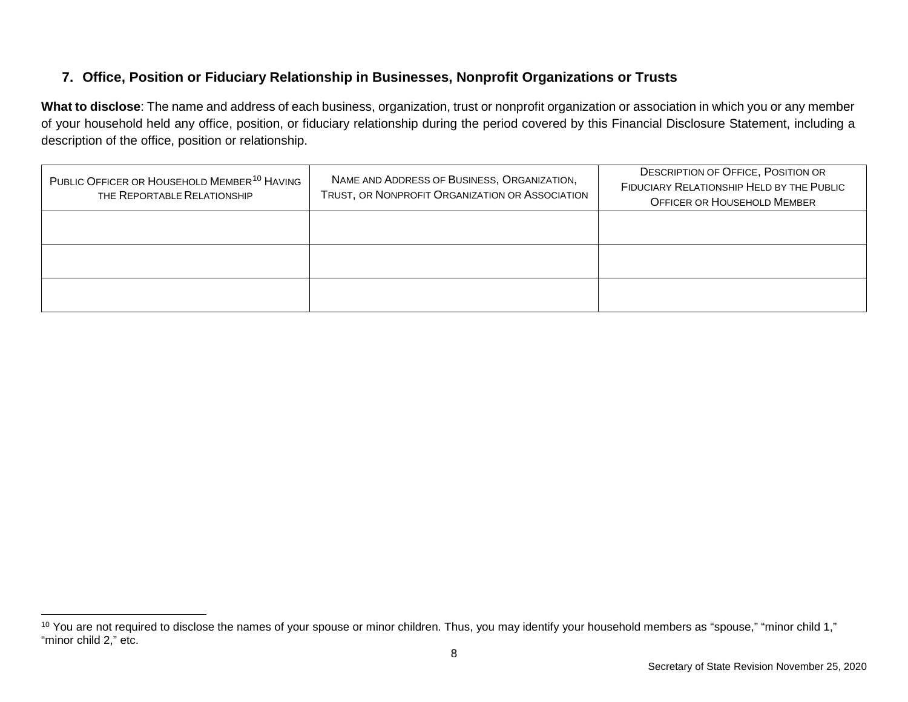### 7. Office, Position or Fiduciary Relationship in Businesses, Nonprofit Organizations or Trusts

**What to disclose**: The name and address of each business, organization, trust or nonprofit organization or association in which you or any member of your household held any office, position, or fiduciary relationship during the period covered by this Financial Disclosure Statement, including a description of the office, position or relationship.

| Public Officer or Household Member[10] Having the Reportable Relationship | Name and Address of Business, Organization, Trust, or Nonprofit Organization or Association | Description of Office, Position or Fiduciary Relationship Held by the Public Officer or Household Member |
|---|---|---|
| | | |
| | | |
| | | |

[10] You are not required to disclose the names of your spouse or minor children. Thus, you may identify your household members as "spouse," "minor child 1," "minor child 2," etc.

Secretary of State Revision November 25, 2020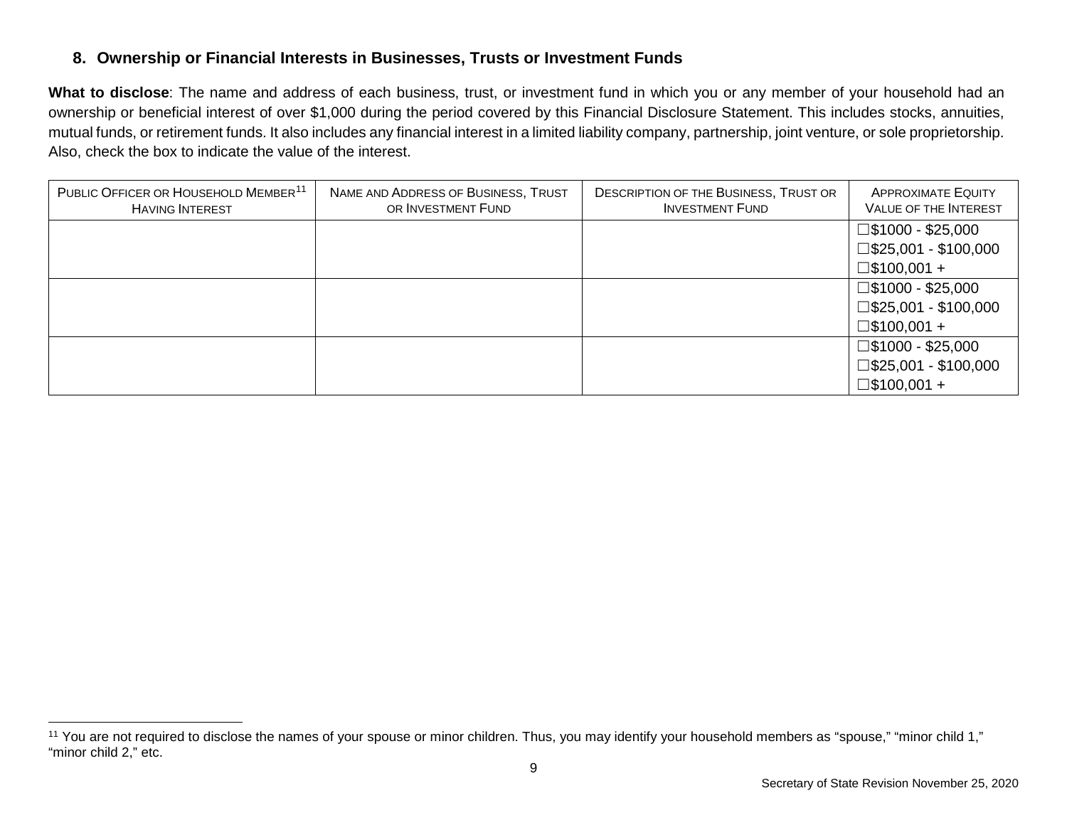## 8. Ownership or Financial Interests in Businesses, Trusts or Investment Funds

**What to disclose**: The name and address of each business, trust, or investment fund in which you or any member of your household had an ownership or beneficial interest of over $1,000 during the period covered by this Financial Disclosure Statement. This includes stocks, annuities, mutual funds, or retirement funds. It also includes any financial interest in a limited liability company, partnership, joint venture, or sole proprietorship. Also, check the box to indicate the value of the interest.

| PUBLIC OFFICER OR HOUSEHOLD MEMBER[11] HAVING INTEREST | NAME AND ADDRESS OF BUSINESS, TRUST OR INVESTMENT FUND | DESCRIPTION OF THE BUSINESS, TRUST OR INVESTMENT FUND | APPROXIMATE EQUITY VALUE OF THE INTEREST |
|---|---|---|---|
| | | | ☐$1000 - $25,000<br>☐$25,001 - $100,000<br>☐$100,001 + |
| | | | ☐$1000 - $25,000<br>☐$25,001 - $100,000<br>☐$100,001 + |
| | | | ☐$1000 - $25,000<br>☐$25,001 - $100,000<br>☐$100,001 + |

[11] You are not required to disclose the names of your spouse or minor children. Thus, you may identify your household members as "spouse," "minor child 1," "minor child 2," etc.

Secretary of State Revision November 25, 2020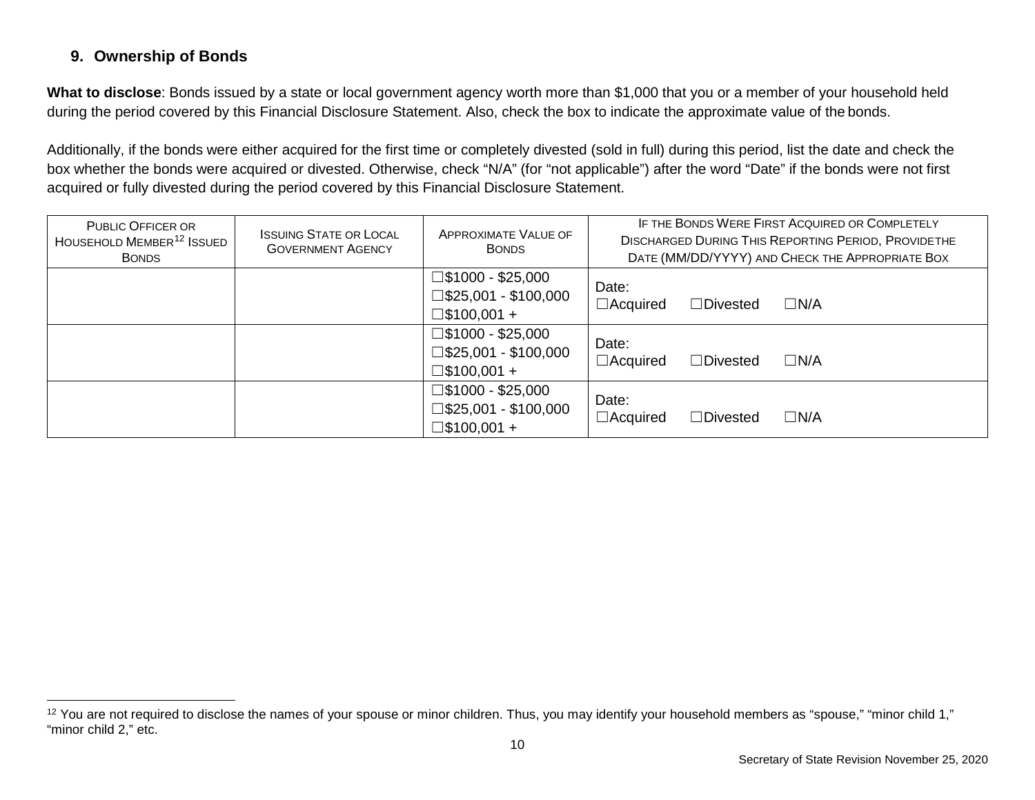## 9. Ownership of Bonds

**What to disclose**: Bonds issued by a state or local government agency worth more than $1,000 that you or a member of your household held during the period covered by this Financial Disclosure Statement. Also, check the box to indicate the approximate value of the bonds.

Additionally, if the bonds were either acquired for the first time or completely divested (sold in full) during this period, list the date and check the box whether the bonds were acquired or divested. Otherwise, check "N/A" (for "not applicable") after the word "Date" if the bonds were not first acquired or fully divested during the period covered by this Financial Disclosure Statement.

| Public Officer or Household Member[12] Issued Bonds | Issuing State or Local Government Agency | Approximate Value of Bonds | If the Bonds Were First Acquired or Completely Discharged During This Reporting Period, Providethe Date (MM/DD/YYYY) and Check the Appropriate Box |
|---|---|---|---|
| | | ☐$1000 - $25,000<br>☐$25,001 - $100,000<br>☐$100,001 + | Date:<br>☐Acquired ☐Divested ☐N/A |
| | | ☐$1000 - $25,000<br>☐$25,001 - $100,000<br>☐$100,001 + | Date:<br>☐Acquired ☐Divested ☐N/A |
| | | ☐$1000 - $25,000<br>☐$25,001 - $100,000<br>☐$100,001 + | Date:<br>☐Acquired ☐Divested ☐N/A |

[12] You are not required to disclose the names of your spouse or minor children. Thus, you may identify your household members as "spouse," "minor child 1," "minor child 2," etc.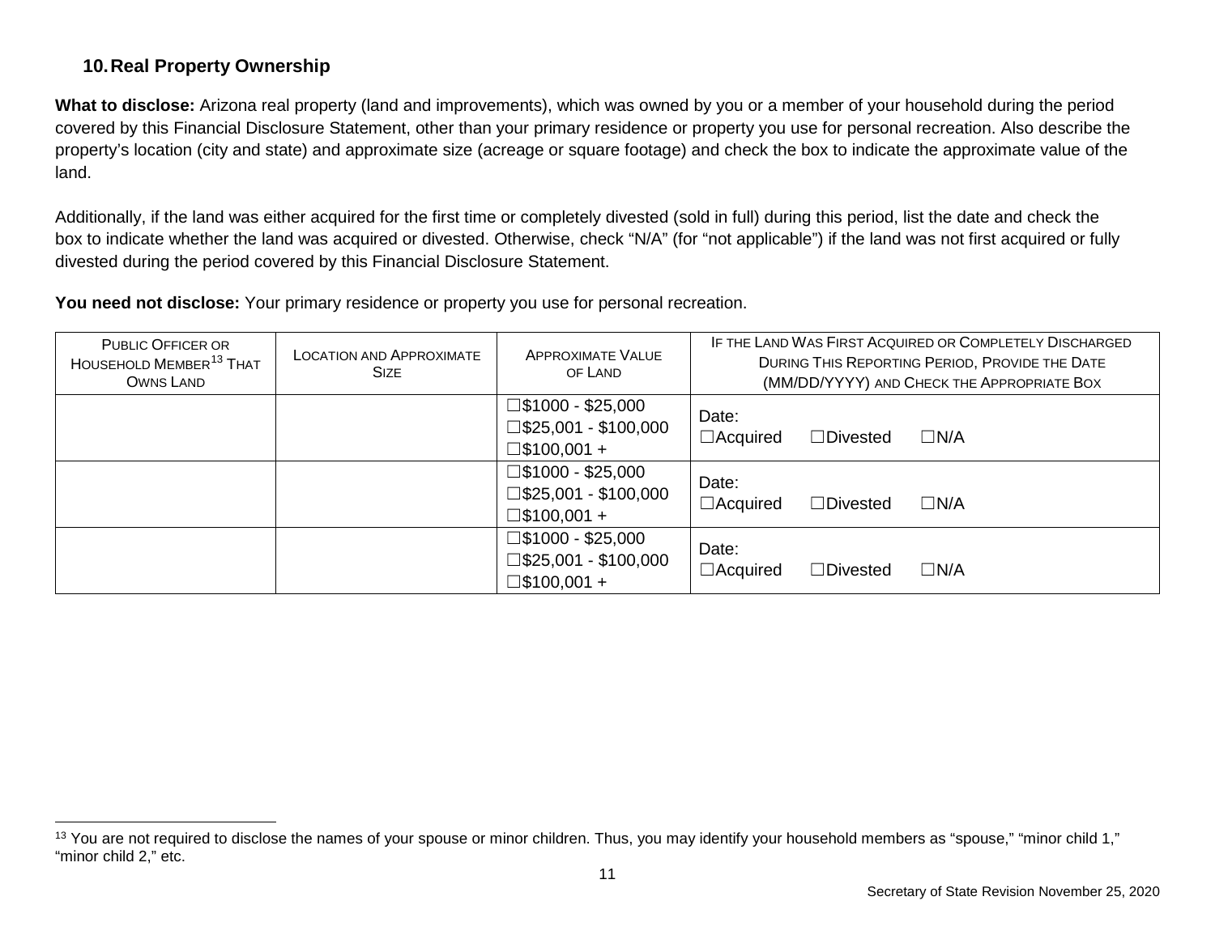## 10. Real Property Ownership

**What to disclose:** Arizona real property (land and improvements), which was owned by you or a member of your household during the period covered by this Financial Disclosure Statement, other than your primary residence or property you use for personal recreation. Also describe the property's location (city and state) and approximate size (acreage or square footage) and check the box to indicate the approximate value of the land.

Additionally, if the land was either acquired for the first time or completely divested (sold in full) during this period, list the date and check the box to indicate whether the land was acquired or divested. Otherwise, check "N/A" (for "not applicable") if the land was not first acquired or fully divested during the period covered by this Financial Disclosure Statement.

**You need not disclose:** Your primary residence or property you use for personal recreation.

| Public Officer or Household Member[13] That Owns Land | Location and Approximate Size | Approximate Value of Land | If the Land Was First Acquired or Completely Discharged During This Reporting Period, Provide the Date (MM/DD/YYYY) and Check the Appropriate Box |
|---|---|---|---|
| | | ☐$1000 - $25,000<br>☐$25,001 - $100,000<br>☐$100,001 + | Date:<br>☐Acquired ☐Divested ☐N/A |
| | | ☐$1000 - $25,000<br>☐$25,001 - $100,000<br>☐$100,001 + | Date:<br>☐Acquired ☐Divested ☐N/A |
| | | ☐$1000 - $25,000<br>☐$25,001 - $100,000<br>☐$100,001 + | Date:<br>☐Acquired ☐Divested ☐N/A |

[13] You are not required to disclose the names of your spouse or minor children. Thus, you may identify your household members as "spouse," "minor child 1," "minor child 2," etc.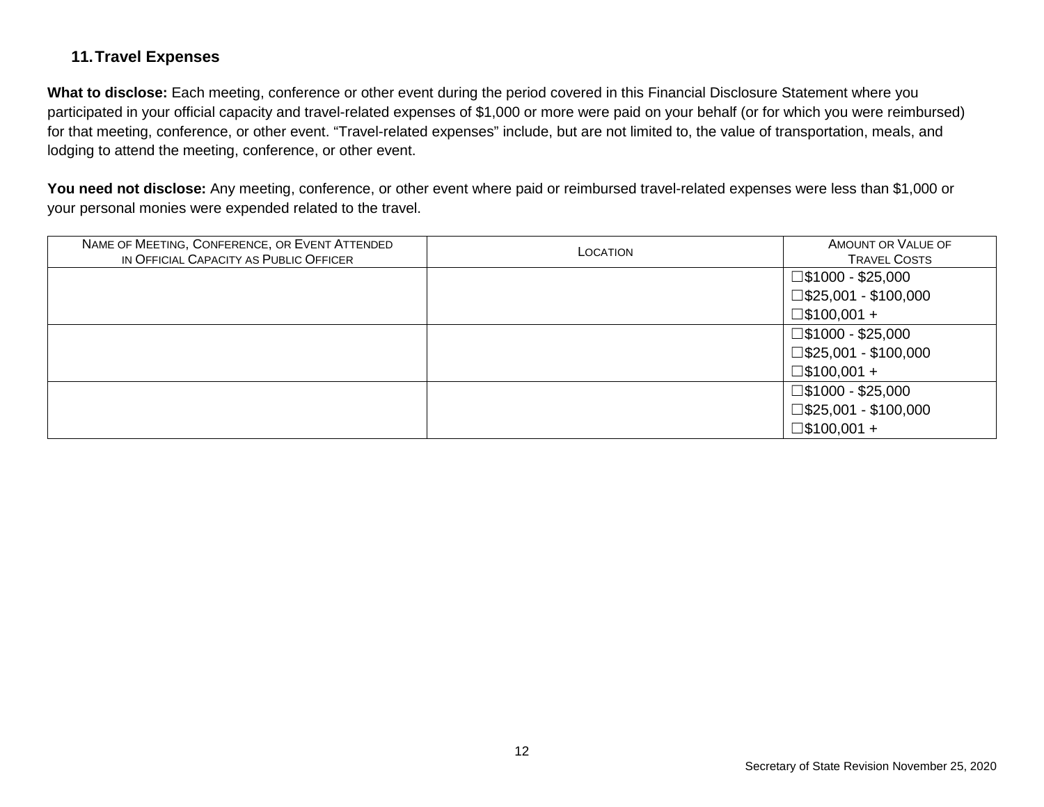### 11. Travel Expenses

**What to disclose:** Each meeting, conference or other event during the period covered in this Financial Disclosure Statement where you participated in your official capacity and travel-related expenses of $1,000 or more were paid on your behalf (or for which you were reimbursed) for that meeting, conference, or other event. "Travel-related expenses" include, but are not limited to, the value of transportation, meals, and lodging to attend the meeting, conference, or other event.

**You need not disclose:** Any meeting, conference, or other event where paid or reimbursed travel-related expenses were less than $1,000 or your personal monies were expended related to the travel.

| Name of Meeting, Conference, or Event Attended in Official Capacity as Public Officer | Location | Amount or Value of Travel Costs |
|---|---|---|
| | | ☐$1000 - $25,000<br>☐$25,001 - $100,000<br>☐$100,001 + |
| | | ☐$1000 - $25,000<br>☐$25,001 - $100,000<br>☐$100,001 + |
| | | ☐$1000 - $25,000<br>☐$25,001 - $100,000<br>☐$100,001 + |

Secretary of State Revision November 25, 2020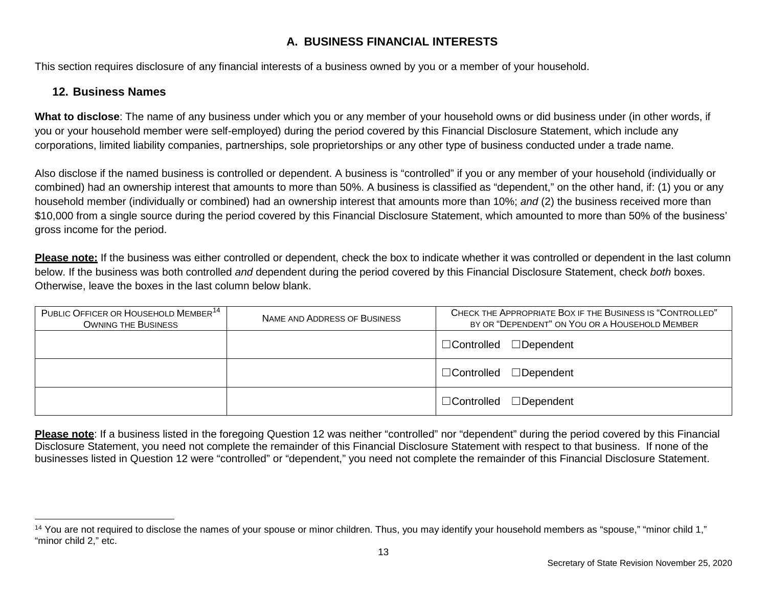## A. BUSINESS FINANCIAL INTERESTS

This section requires disclosure of any financial interests of a business owned by you or a member of your household.

### 12. Business Names

**What to disclose**: The name of any business under which you or any member of your household owns or did business under (in other words, if you or your household member were self-employed) during the period covered by this Financial Disclosure Statement, which include any corporations, limited liability companies, partnerships, sole proprietorships or any other type of business conducted under a trade name.

Also disclose if the named business is controlled or dependent. A business is "controlled" if you or any member of your household (individually or combined) had an ownership interest that amounts to more than 50%. A business is classified as "dependent," on the other hand, if: (1) you or any household member (individually or combined) had an ownership interest that amounts more than 10%; *and* (2) the business received more than $10,000 from a single source during the period covered by this Financial Disclosure Statement, which amounted to more than 50% of the business' gross income for the period.

**Please note:** If the business was either controlled or dependent, check the box to indicate whether it was controlled or dependent in the last column below. If the business was both controlled *and* dependent during the period covered by this Financial Disclosure Statement, check *both* boxes. Otherwise, leave the boxes in the last column below blank.

| PUBLIC OFFICER OR HOUSEHOLD MEMBER[14] OWNING THE BUSINESS | NAME AND ADDRESS OF BUSINESS | CHECK THE APPROPRIATE BOX IF THE BUSINESS IS "CONTROLLED" BY OR "DEPENDENT" ON YOU OR A HOUSEHOLD MEMBER |
|---|---|---|
| | | ☐Controlled ☐Dependent |
| | | ☐Controlled ☐Dependent |
| | | ☐Controlled ☐Dependent |

**Please note**: If a business listed in the foregoing Question 12 was neither "controlled" nor "dependent" during the period covered by this Financial Disclosure Statement, you need not complete the remainder of this Financial Disclosure Statement with respect to that business. If none of the businesses listed in Question 12 were "controlled" or "dependent," you need not complete the remainder of this Financial Disclosure Statement.

[14] You are not required to disclose the names of your spouse or minor children. Thus, you may identify your household members as "spouse," "minor child 1," "minor child 2," etc.

Secretary of State Revision November 25, 2020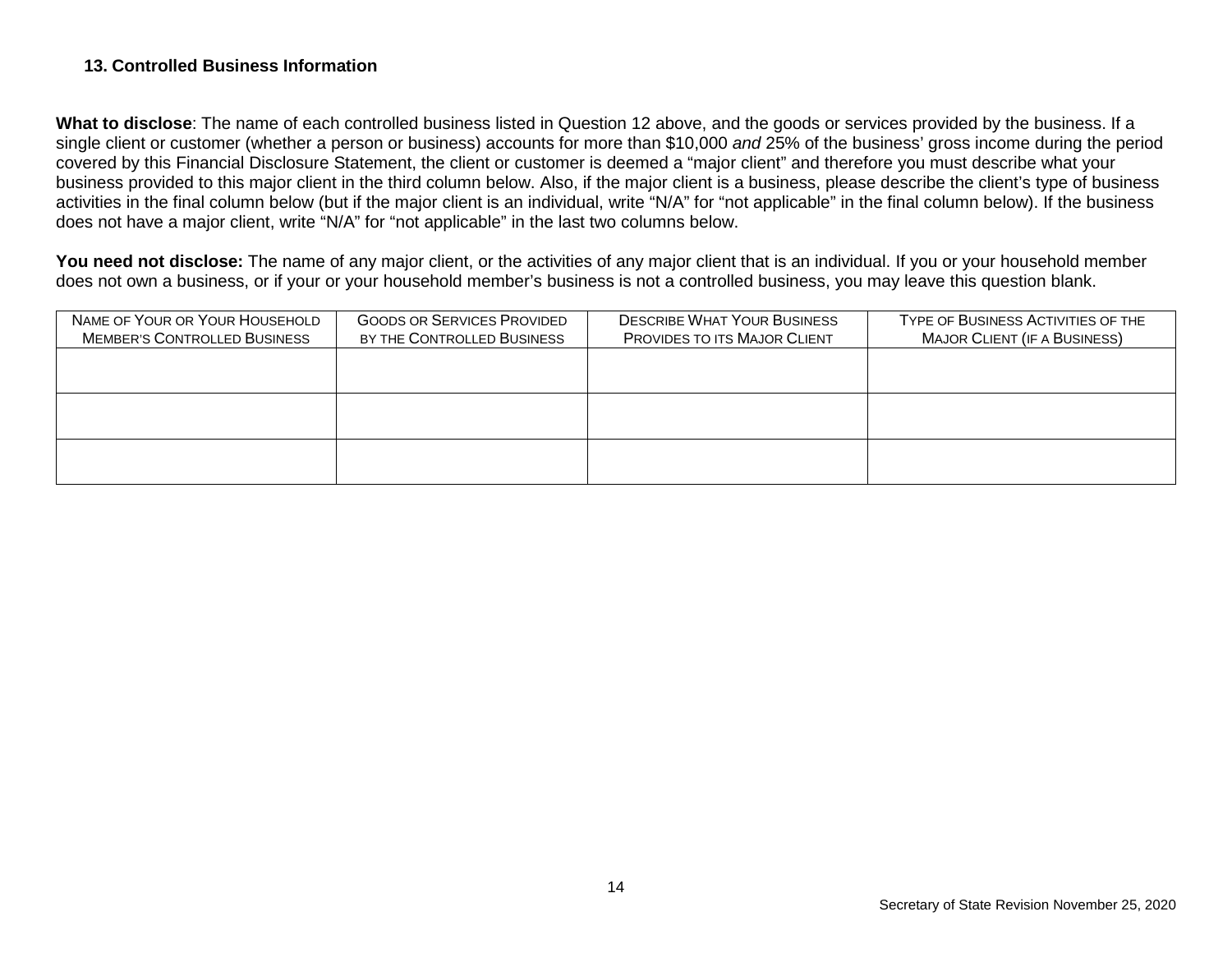### 13. Controlled Business Information

**What to disclose**: The name of each controlled business listed in Question 12 above, and the goods or services provided by the business. If a single client or customer (whether a person or business) accounts for more than $10,000 *and* 25% of the business' gross income during the period covered by this Financial Disclosure Statement, the client or customer is deemed a "major client" and therefore you must describe what your business provided to this major client in the third column below. Also, if the major client is a business, please describe the client's type of business activities in the final column below (but if the major client is an individual, write "N/A" for "not applicable" in the final column below). If the business does not have a major client, write "N/A" for "not applicable" in the last two columns below.

**You need not disclose:** The name of any major client, or the activities of any major client that is an individual. If you or your household member does not own a business, or if your or your household member's business is not a controlled business, you may leave this question blank.

| Name of Your or Your Household Member's Controlled Business | Goods or Services Provided by the Controlled Business | Describe What Your Business Provides to its Major Client | Type of Business Activities of the Major Client (if a Business) |
|---|---|---|---|
| | | | |
| | | | |
| | | | |

Secretary of State Revision November 25, 2020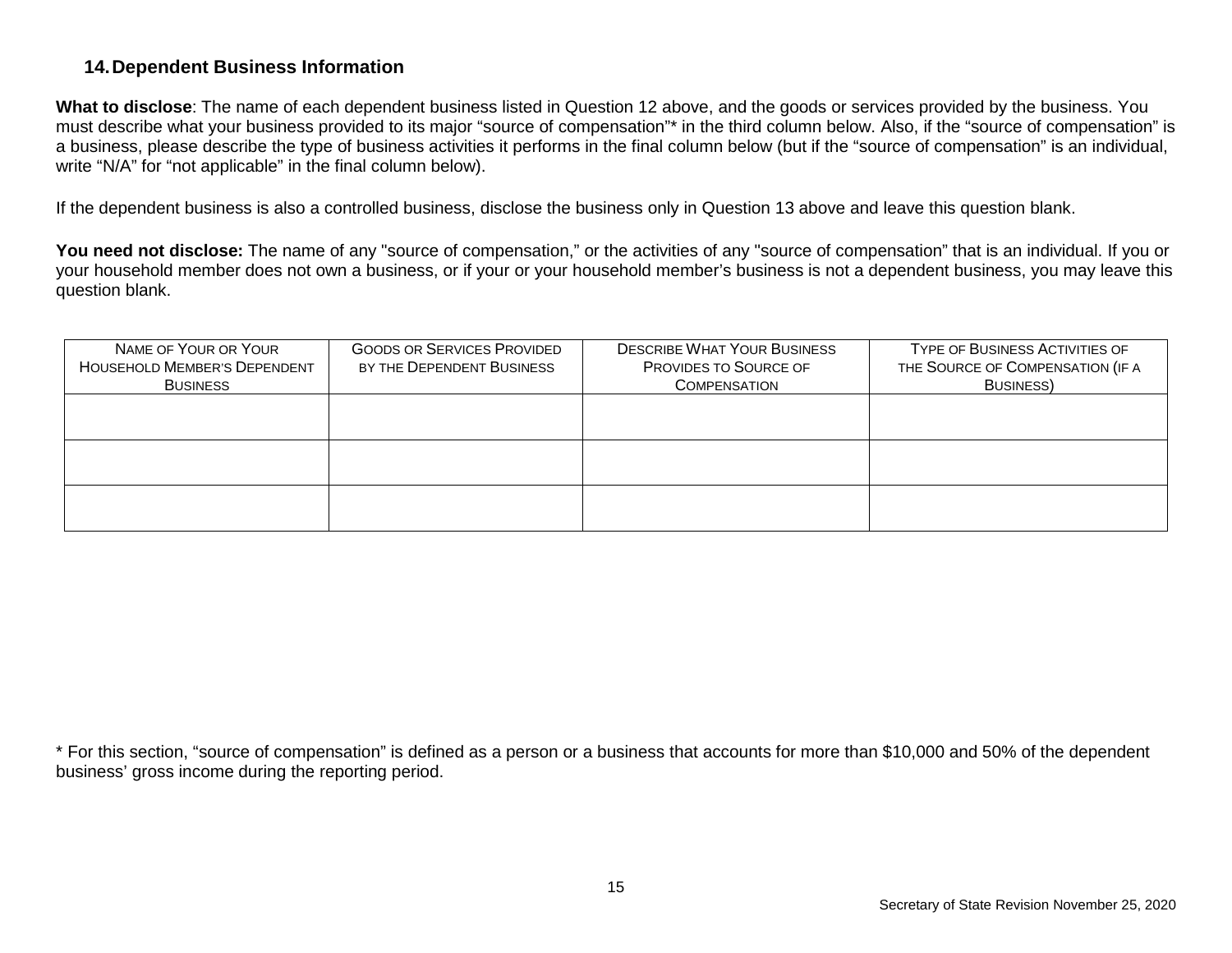## 14. Dependent Business Information

**What to disclose**: The name of each dependent business listed in Question 12 above, and the goods or services provided by the business. You must describe what your business provided to its major “source of compensation”* in the third column below. Also, if the “source of compensation” is a business, please describe the type of business activities it performs in the final column below (but if the “source of compensation” is an individual, write “N/A” for “not applicable” in the final column below).

If the dependent business is also a controlled business, disclose the business only in Question 13 above and leave this question blank.

**You need not disclose:** The name of any "source of compensation,” or the activities of any "source of compensation” that is an individual. If you or your household member does not own a business, or if your or your household member’s business is not a dependent business, you may leave this question blank.

| Name of Your or Your Household Member's Dependent Business | Goods or Services Provided by the Dependent Business | Describe What Your Business Provides to Source of Compensation | Type of Business Activities of the Source of Compensation (if a Business) |
|---|---|---|---|
| | | | |
| | | | |
| | | | |

* For this section, “source of compensation” is defined as a person or a business that accounts for more than $10,000 and 50% of the dependent business’ gross income during the reporting period.

Secretary of State Revision November 25, 2020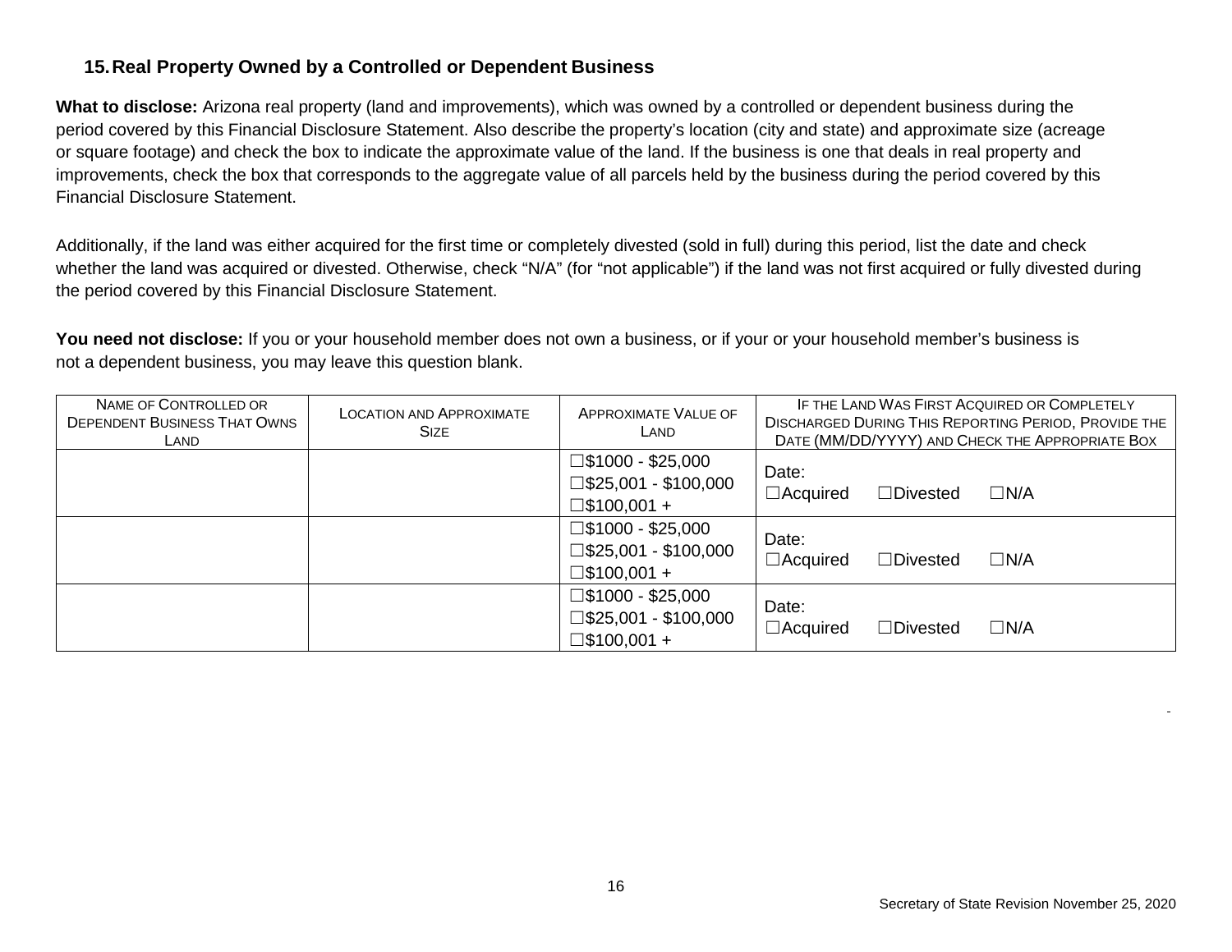### 15. Real Property Owned by a Controlled or Dependent Business

**What to disclose:** Arizona real property (land and improvements), which was owned by a controlled or dependent business during the period covered by this Financial Disclosure Statement. Also describe the property's location (city and state) and approximate size (acreage or square footage) and check the box to indicate the approximate value of the land. If the business is one that deals in real property and improvements, check the box that corresponds to the aggregate value of all parcels held by the business during the period covered by this Financial Disclosure Statement.

Additionally, if the land was either acquired for the first time or completely divested (sold in full) during this period, list the date and check whether the land was acquired or divested. Otherwise, check "N/A" (for "not applicable") if the land was not first acquired or fully divested during the period covered by this Financial Disclosure Statement.

**You need not disclose:** If you or your household member does not own a business, or if your or your household member's business is not a dependent business, you may leave this question blank.

| NAME OF CONTROLLED OR DEPENDENT BUSINESS THAT OWNS LAND | LOCATION AND APPROXIMATE SIZE | APPROXIMATE VALUE OF LAND | IF THE LAND WAS FIRST ACQUIRED OR COMPLETELY DISCHARGED DURING THIS REPORTING PERIOD, PROVIDE THE DATE (MM/DD/YYYY) AND CHECK THE APPROPRIATE BOX |
|---|---|---|---|
| | | ☐$1000 - $25,000<br>☐$25,001 - $100,000<br>☐$100,001 + | Date:<br>☐Acquired ☐Divested ☐N/A |
| | | ☐$1000 - $25,000<br>☐$25,001 - $100,000<br>☐$100,001 + | Date:<br>☐Acquired ☐Divested ☐N/A |
| | | ☐$1000 - $25,000<br>☐$25,001 - $100,000<br>☐$100,001 + | Date:<br>☐Acquired ☐Divested ☐N/A |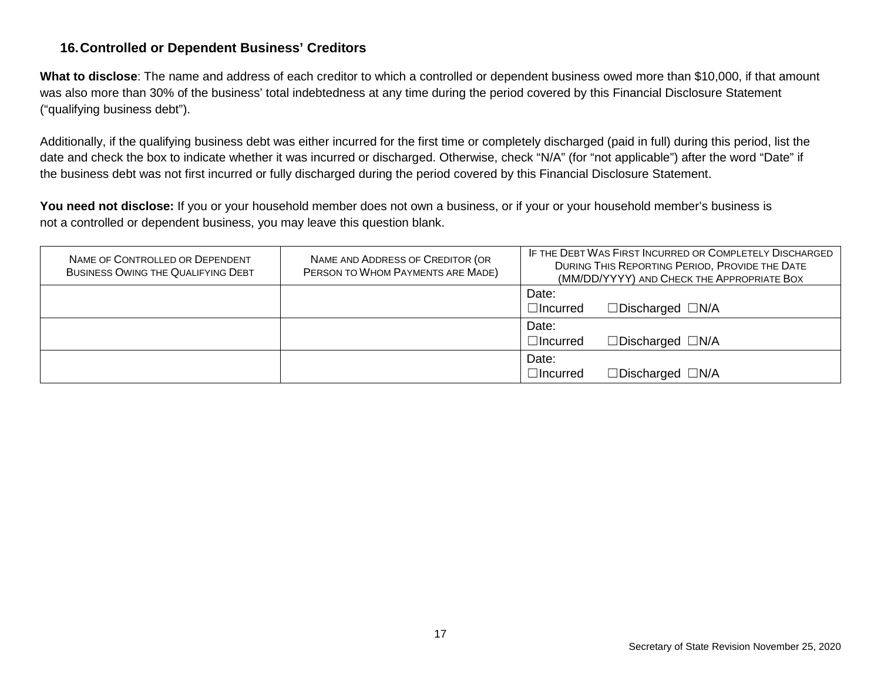## 16. Controlled or Dependent Business' Creditors

**What to disclose**: The name and address of each creditor to which a controlled or dependent business owed more than $10,000, if that amount was also more than 30% of the business' total indebtedness at any time during the period covered by this Financial Disclosure Statement ("qualifying business debt").

Additionally, if the qualifying business debt was either incurred for the first time or completely discharged (paid in full) during this period, list the date and check the box to indicate whether it was incurred or discharged. Otherwise, check "N/A" (for "not applicable") after the word "Date" if the business debt was not first incurred or fully discharged during the period covered by this Financial Disclosure Statement.

**You need not disclose:** If you or your household member does not own a business, or if your or your household member's business is not a controlled or dependent business, you may leave this question blank.

| NAME OF CONTROLLED OR DEPENDENT BUSINESS OWING THE QUALIFYING DEBT | NAME AND ADDRESS OF CREDITOR (OR PERSON TO WHOM PAYMENTS ARE MADE) | IF THE DEBT WAS FIRST INCURRED OR COMPLETELY DISCHARGED DURING THIS REPORTING PERIOD, PROVIDE THE DATE (MM/DD/YYYY) AND CHECK THE APPROPRIATE BOX |
|---|---|---|
| | | Date:<br>☐Incurred ☐Discharged ☐N/A |
| | | Date:<br>☐Incurred ☐Discharged ☐N/A |
| | | Date:<br>☐Incurred ☐Discharged ☐N/A |

Secretary of State Revision November 25, 2020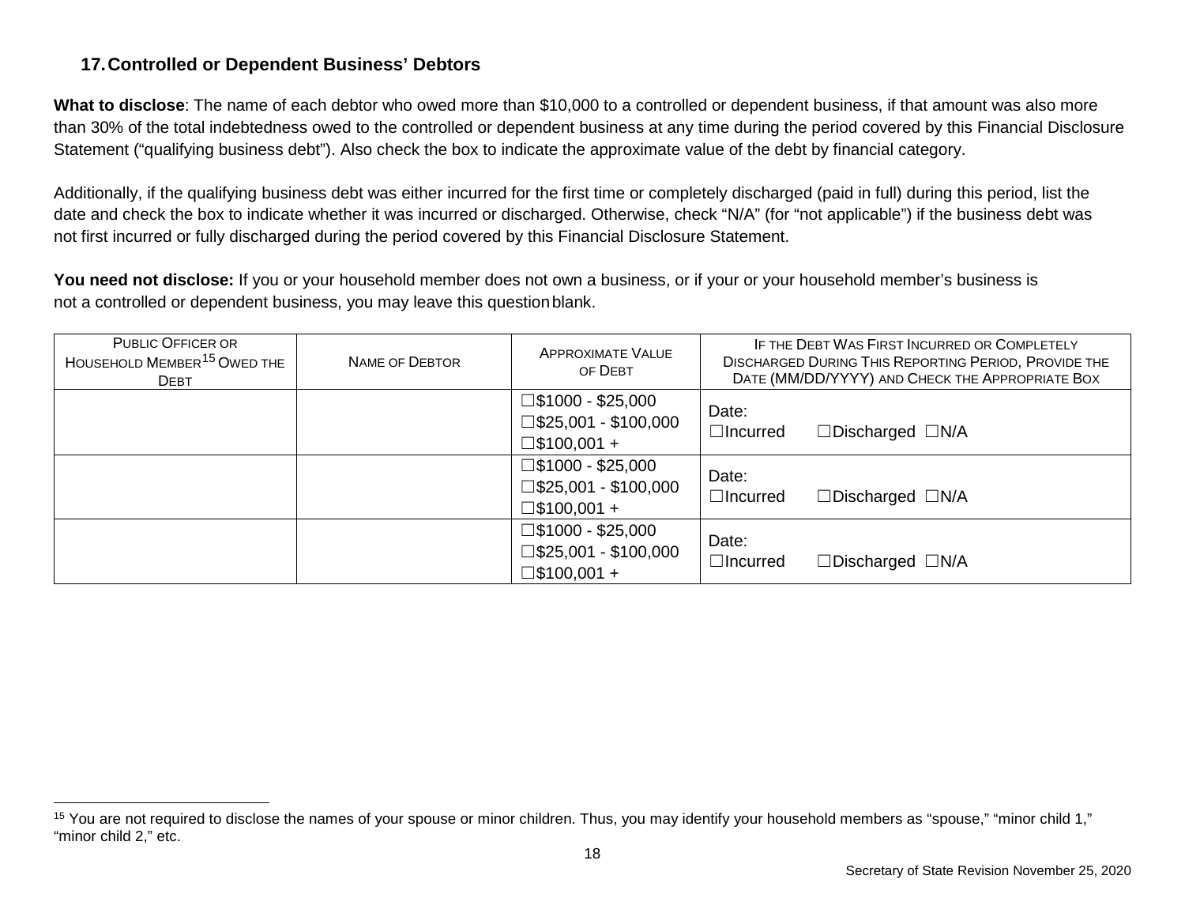## 17. Controlled or Dependent Business' Debtors

**What to disclose**: The name of each debtor who owed more than $10,000 to a controlled or dependent business, if that amount was also more than 30% of the total indebtedness owed to the controlled or dependent business at any time during the period covered by this Financial Disclosure Statement ("qualifying business debt"). Also check the box to indicate the approximate value of the debt by financial category.

Additionally, if the qualifying business debt was either incurred for the first time or completely discharged (paid in full) during this period, list the date and check the box to indicate whether it was incurred or discharged. Otherwise, check "N/A" (for "not applicable") if the business debt was not first incurred or fully discharged during the period covered by this Financial Disclosure Statement.

**You need not disclose:** If you or your household member does not own a business, or if your or your household member's business is not a controlled or dependent business, you may leave this question blank.

| Public Officer or Household Member[15] Owed the Debt | Name of Debtor | Approximate Value of Debt | If the Debt Was First Incurred or Completely Discharged During This Reporting Period, Provide the Date (MM/DD/YYYY) and Check the Appropriate Box |
|---|---|---|---|
| | | ☐$1000 - $25,000<br>☐$25,001 - $100,000<br>☐$100,001 + | Date:<br>☐Incurred ☐Discharged ☐N/A |
| | | ☐$1000 - $25,000<br>☐$25,001 - $100,000<br>☐$100,001 + | Date:<br>☐Incurred ☐Discharged ☐N/A |
| | | ☐$1000 - $25,000<br>☐$25,001 - $100,000<br>☐$100,001 + | Date:<br>☐Incurred ☐Discharged ☐N/A |

[15] You are not required to disclose the names of your spouse or minor children. Thus, you may identify your household members as "spouse," "minor child 1," "minor child 2," etc.

Secretary of State Revision November 25, 2020